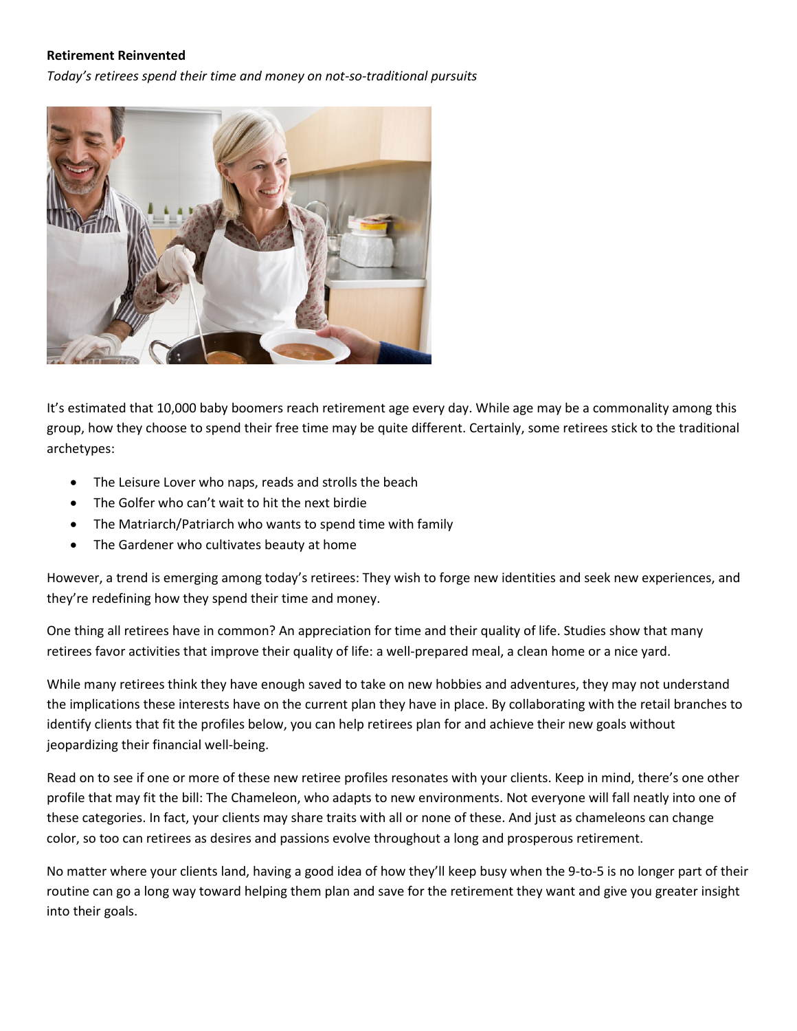**Retirement Reinvented**

*Today's retirees spend their time and money on not-so-traditional pursuits*

It's estimated that 10,000 baby boomers reach retirement age every day. While age may be a commonality among this group, how they choose to spend their free time may be quite different. Certainly, some retirees stick to the traditional archetypes:

- The Leisure Lover who naps, reads and strolls the beach
- The Golfer who can't wait to hit the next birdie
- The Matriarch/Patriarch who wants to spend time with family
- The Gardener who cultivates beauty at home

However, a trend is emerging among today's retirees: They wish to forge new identities and seek new experiences, and they're redefining how they spend their time and money.

One thing all retirees have in common? An appreciation for time and their quality of life. Studies show that many retirees favor activities that improve their quality of life: a well-prepared meal, a clean home or a nice yard.

While many retirees think they have enough saved to take on new hobbies and adventures, they may not understand the implications these interests have on the current plan they have in place. By collaborating with the retail branches to identify clients that fit the profiles below, you can help retirees plan for and achieve their new goals without jeopardizing their financial well-being.

Read on to see if one or more of these new retiree profiles resonates with your clients. Keep in mind, there's one other profile that may fit the bill: The Chameleon, who adapts to new environments. Not everyone will fall neatly into one of these categories. In fact, your clients may share traits with all or none of these. And just as chameleons can change color, so too can retirees as desires and passions evolve throughout a long and prosperous retirement.

No matter where your clients land, having a good idea of how they'll keep busy when the 9-to-5 is no longer part of their routine can go a long way toward helping them plan and save for the retirement they want and give you greater insight into their goals.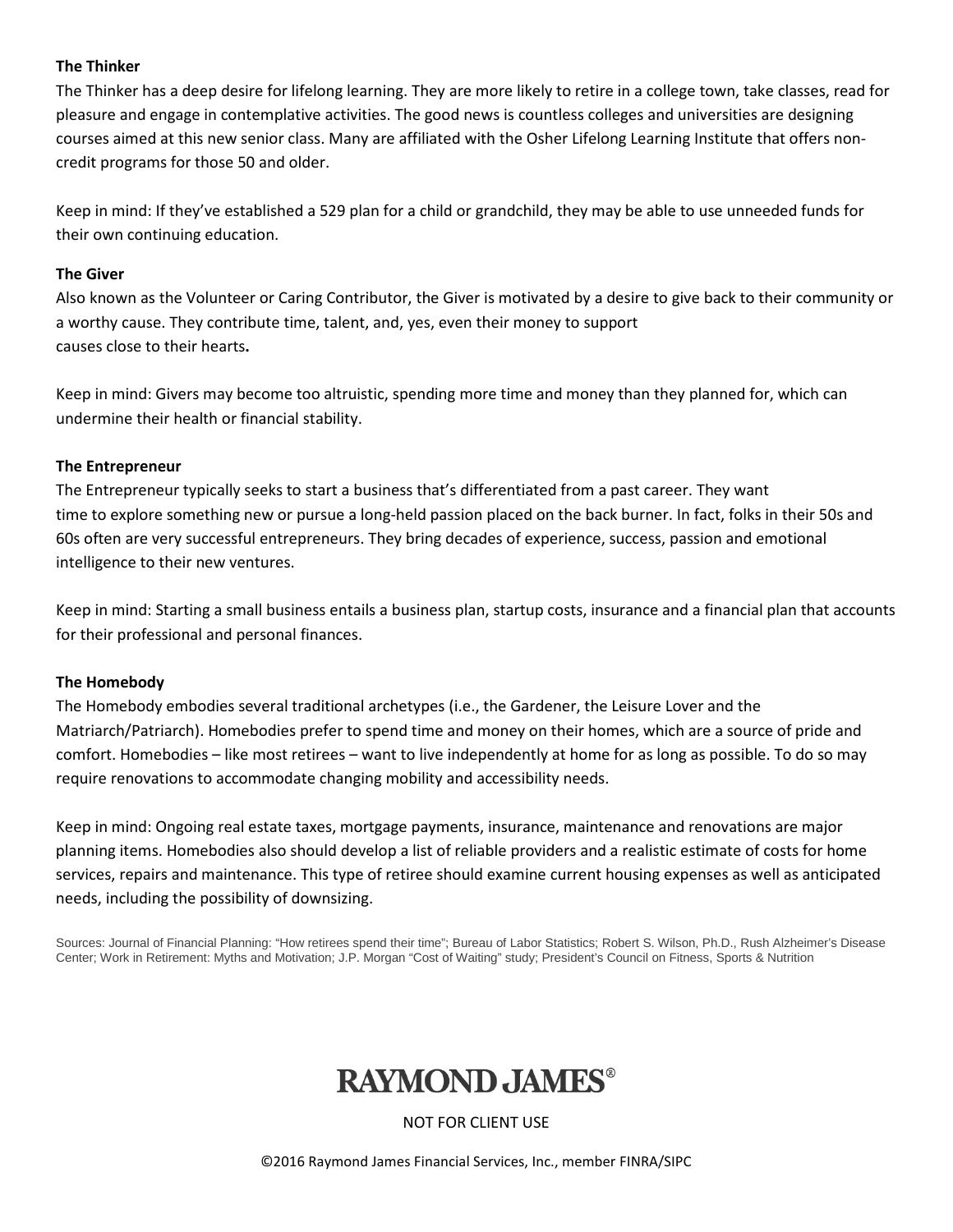**The Thinker**

The Thinker has a deep desire for lifelong learning. They are more likely to retire in a college town, take classes, read for pleasure and engage in contemplative activities. The good news is countless colleges and universities are designing courses aimed at this new senior class. Many are affiliated with the Osher Lifelong Learning Institute that offers non-credit programs for those 50 and older.

Keep in mind: If they've established a 529 plan for a child or grandchild, they may be able to use unneeded funds for their own continuing education.

**The Giver**

Also known as the Volunteer or Caring Contributor, the Giver is motivated by a desire to give back to their community or a worthy cause. They contribute time, talent, and, yes, even their money to support causes close to their hearts**.**

Keep in mind: Givers may become too altruistic, spending more time and money than they planned for, which can undermine their health or financial stability.

**The Entrepreneur**

The Entrepreneur typically seeks to start a business that's differentiated from a past career. They want time to explore something new or pursue a long-held passion placed on the back burner. In fact, folks in their 50s and 60s often are very successful entrepreneurs. They bring decades of experience, success, passion and emotional intelligence to their new ventures.

Keep in mind: Starting a small business entails a business plan, startup costs, insurance and a financial plan that accounts for their professional and personal finances.

**The Homebody**

The Homebody embodies several traditional archetypes (i.e., the Gardener, the Leisure Lover and the Matriarch/Patriarch). Homebodies prefer to spend time and money on their homes, which are a source of pride and comfort. Homebodies – like most retirees – want to live independently at home for as long as possible. To do so may require renovations to accommodate changing mobility and accessibility needs.

Keep in mind: Ongoing real estate taxes, mortgage payments, insurance, maintenance and renovations are major planning items. Homebodies also should develop a list of reliable providers and a realistic estimate of costs for home services, repairs and maintenance. This type of retiree should examine current housing expenses as well as anticipated needs, including the possibility of downsizing.

Sources: Journal of Financial Planning: "How retirees spend their time"; Bureau of Labor Statistics; Robert S. Wilson, Ph.D., Rush Alzheimer's Disease Center; Work in Retirement: Myths and Motivation; J.P. Morgan "Cost of Waiting" study; President's Council on Fitness, Sports & Nutrition

RAYMOND JAMES®

NOT FOR CLIENT USE

©2016 Raymond James Financial Services, Inc., member FINRA/SIPC